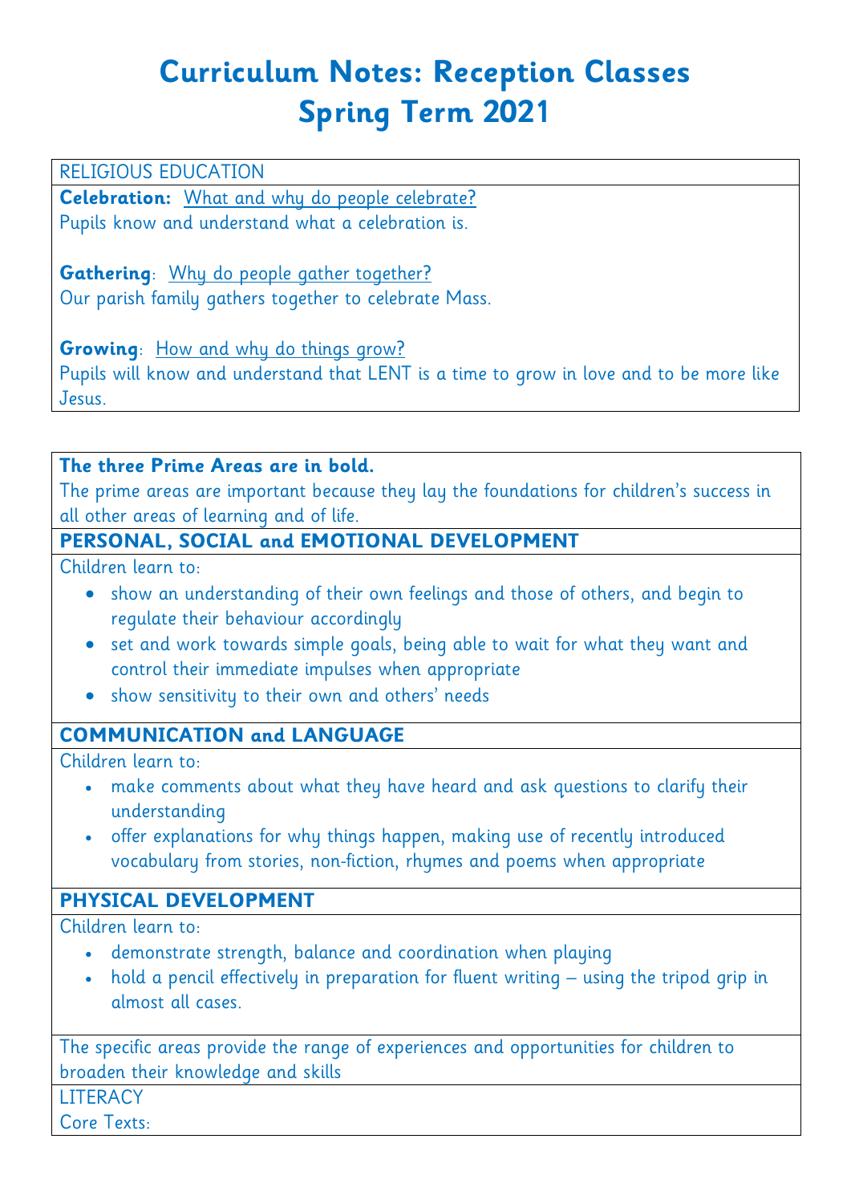# Curriculum Notes: Reception Classes
# Spring Term 2021

RELIGIOUS EDUCATION

**Celebration:** What and why do people celebrate?
Pupils know and understand what a celebration is.

**Gathering**: Why do people gather together?
Our parish family gathers together to celebrate Mass.

**Growing**: How and why do things grow?
Pupils will know and understand that LENT is a time to grow in love and to be more like Jesus.

**The three Prime Areas are in bold.**
The prime areas are important because they lay the foundations for children's success in all other areas of learning and of life.

**PERSONAL, SOCIAL and EMOTIONAL DEVELOPMENT**

Children learn to:

- show an understanding of their own feelings and those of others, and begin to regulate their behaviour accordingly
- set and work towards simple goals, being able to wait for what they want and control their immediate impulses when appropriate
- show sensitivity to their own and others' needs

**COMMUNICATION and LANGUAGE**

Children learn to:

- make comments about what they have heard and ask questions to clarify their understanding
- offer explanations for why things happen, making use of recently introduced vocabulary from stories, non-fiction, rhymes and poems when appropriate

**PHYSICAL DEVELOPMENT**

Children learn to:

- demonstrate strength, balance and coordination when playing
- hold a pencil effectively in preparation for fluent writing – using the tripod grip in almost all cases.

The specific areas provide the range of experiences and opportunities for children to broaden their knowledge and skills

LITERACY

Core Texts: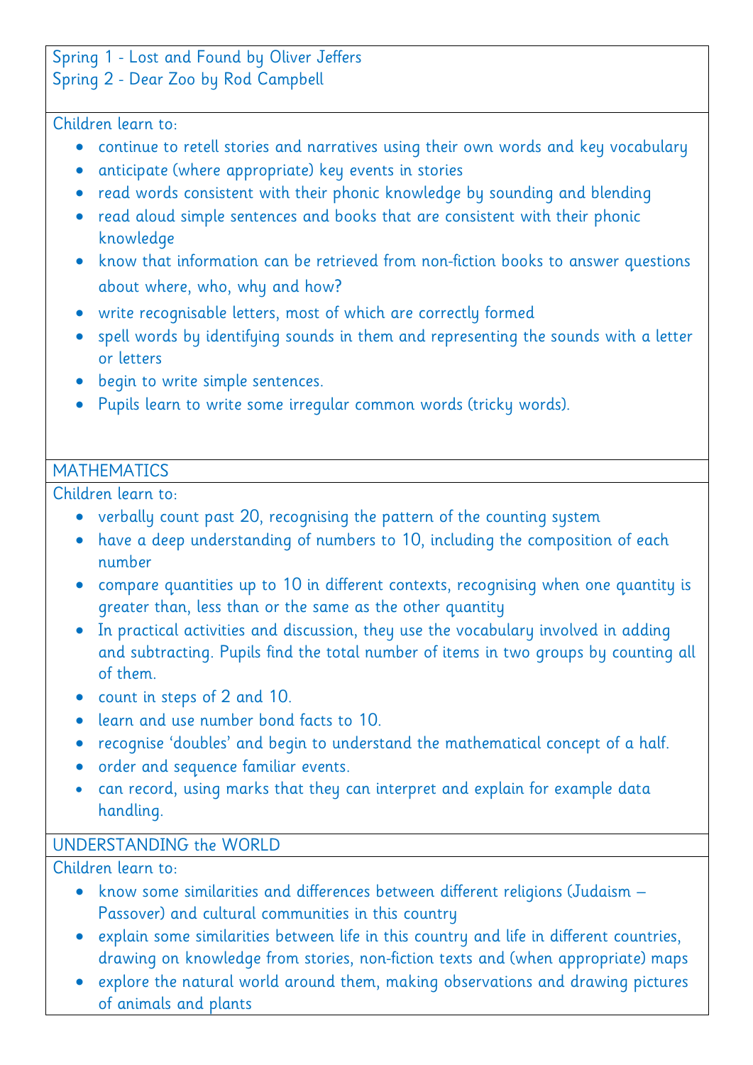Spring 1 - Lost and Found by Oliver Jeffers
Spring 2 - Dear Zoo by Rod Campbell

Children learn to:

- continue to retell stories and narratives using their own words and key vocabulary
- anticipate (where appropriate) key events in stories
- read words consistent with their phonic knowledge by sounding and blending
- read aloud simple sentences and books that are consistent with their phonic knowledge
- know that information can be retrieved from non-fiction books to answer questions about where, who, why and how?
- write recognisable letters, most of which are correctly formed
- spell words by identifying sounds in them and representing the sounds with a letter or letters
- begin to write simple sentences.
- Pupils learn to write some irregular common words (tricky words).

## MATHEMATICS

Children learn to:

- verbally count past 20, recognising the pattern of the counting system
- have a deep understanding of numbers to 10, including the composition of each number
- compare quantities up to 10 in different contexts, recognising when one quantity is greater than, less than or the same as the other quantity
- In practical activities and discussion, they use the vocabulary involved in adding and subtracting. Pupils find the total number of items in two groups by counting all of them.
- count in steps of 2 and 10.
- learn and use number bond facts to 10.
- recognise 'doubles' and begin to understand the mathematical concept of a half.
- order and sequence familiar events.
- can record, using marks that they can interpret and explain for example data handling.

## UNDERSTANDING the WORLD

Children learn to:

- know some similarities and differences between different religions (Judaism – Passover) and cultural communities in this country
- explain some similarities between life in this country and life in different countries, drawing on knowledge from stories, non-fiction texts and (when appropriate) maps
- explore the natural world around them, making observations and drawing pictures of animals and plants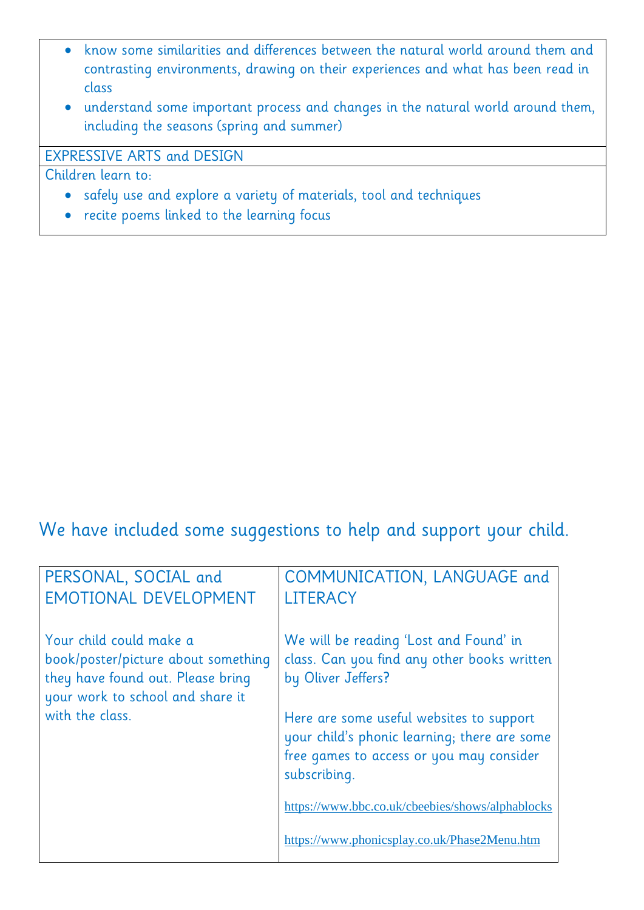- know some similarities and differences between the natural world around them and contrasting environments, drawing on their experiences and what has been read in class
- understand some important process and changes in the natural world around them, including the seasons (spring and summer)

EXPRESSIVE ARTS and DESIGN

Children learn to:

- safely use and explore a variety of materials, tool and techniques
- recite poems linked to the learning focus

We have included some suggestions to help and support your child.

| PERSONAL, SOCIAL and EMOTIONAL DEVELOPMENT | COMMUNICATION, LANGUAGE and LITERACY |
| --- | --- |
| Your child could make a book/poster/picture about something they have found out. Please bring your work to school and share it with the class. | We will be reading 'Lost and Found' in class. Can you find any other books written by Oliver Jeffers?<br><br>Here are some useful websites to support your child's phonic learning; there are some free games to access or you may consider subscribing.<br><br>https://www.bbc.co.uk/cbeebies/shows/alphablocks<br><br>https://www.phonicsplay.co.uk/Phase2Menu.htm |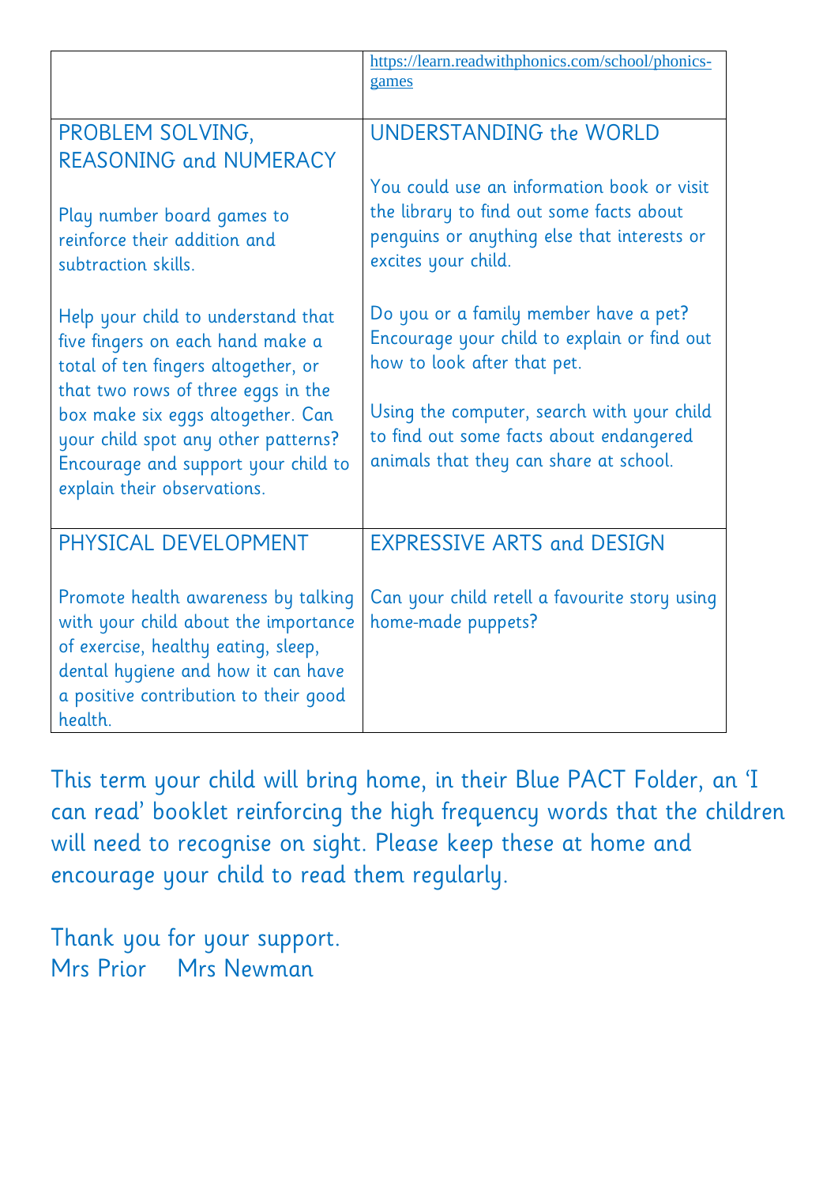| | |
|---|---|
| | https://learn.readwithphonics.com/school/phonics-games |
| PROBLEM SOLVING, REASONING and NUMERACY<br><br>Play number board games to reinforce their addition and subtraction skills.<br><br>Help your child to understand that five fingers on each hand make a total of ten fingers altogether, or that two rows of three eggs in the box make six eggs altogether. Can your child spot any other patterns? Encourage and support your child to explain their observations. | UNDERSTANDING the WORLD<br><br>You could use an information book or visit the library to find out some facts about penguins or anything else that interests or excites your child.<br><br>Do you or a family member have a pet? Encourage your child to explain or find out how to look after that pet.<br><br>Using the computer, search with your child to find out some facts about endangered animals that they can share at school. |
| PHYSICAL DEVELOPMENT<br><br>Promote health awareness by talking with your child about the importance of exercise, healthy eating, sleep, dental hygiene and how it can have a positive contribution to their good health. | EXPRESSIVE ARTS and DESIGN<br><br>Can your child retell a favourite story using home-made puppets? |

This term your child will bring home, in their Blue PACT Folder, an 'I can read' booklet reinforcing the high frequency words that the children will need to recognise on sight. Please keep these at home and encourage your child to read them regularly.

Thank you for your support.
Mrs Prior Mrs Newman